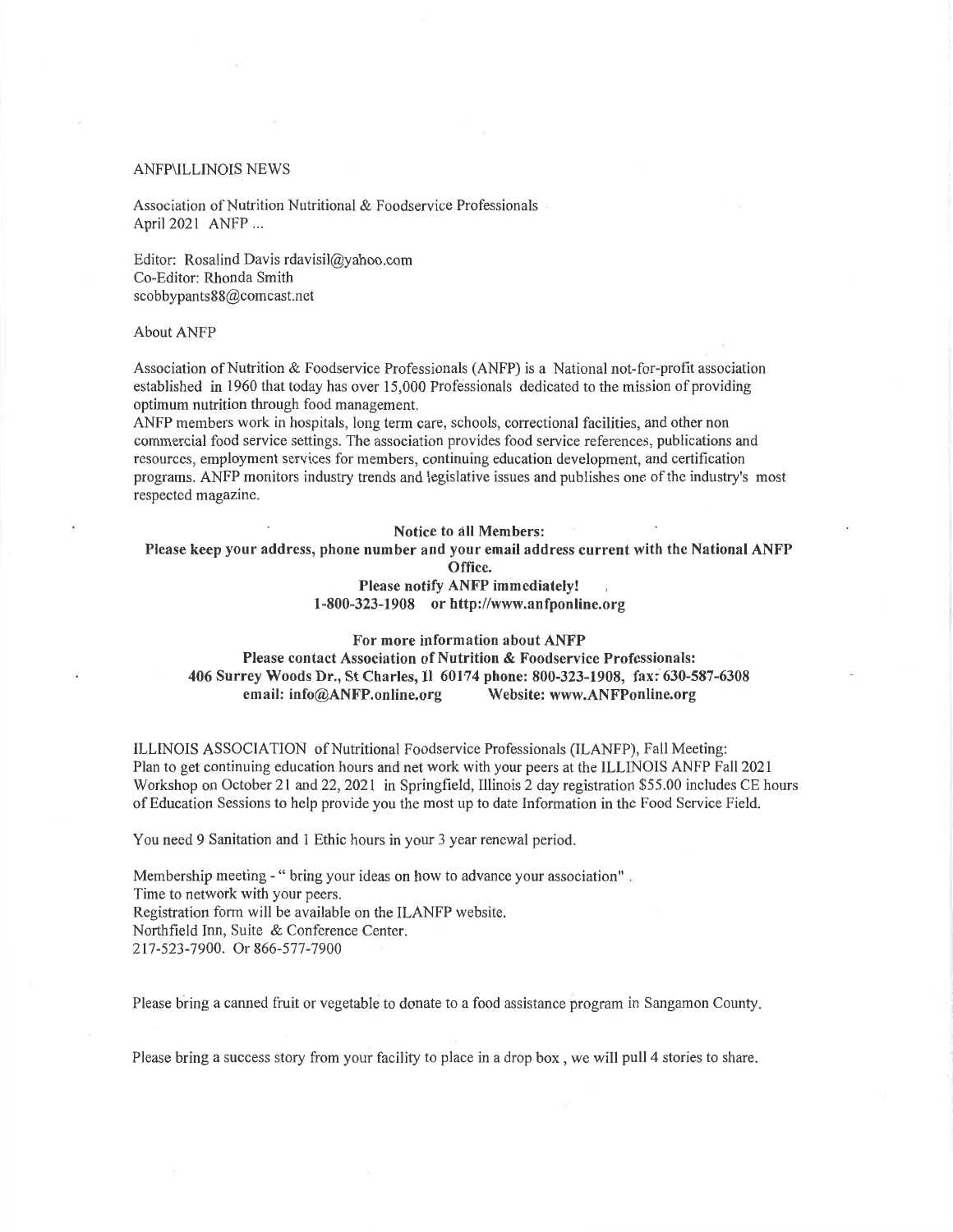ANFP\ILLINOIS NEWS

Association of Nutrition Nutritional & Foodservice Professionals
April 2021 ANFP ...

Editor: Rosalind Davis rdavisil@yahoo.com
Co-Editor: Rhonda Smith
scobbypants88@comcast.net

About ANFP

Association of Nutrition & Foodservice Professionals (ANFP) is a National not-for-profit association established in 1960 that today has over 15,000 Professionals dedicated to the mission of providing optimum nutrition through food management.
ANFP members work in hospitals, long term care, schools, correctional facilities, and other non commercial food service settings. The association provides food service references, publications and resources, employment services for members, continuing education development, and certification programs. ANFP monitors industry trends and legislative issues and publishes one of the industry's most respected magazine.

**Notice to all Members:**
**Please keep your address, phone number and your email address current with the National ANFP Office.**
**Please notify ANFP immediately!**
**1-800-323-1908 or http://www.anfponline.org**

**For more information about ANFP**
**Please contact Association of Nutrition & Foodservice Professionals:**
**406 Surrey Woods Dr., St Charles, Il 60174 phone: 800-323-1908, fax: 630-587-6308**
**email: info@ANFP.online.org Website: www.ANFPonline.org**

ILLINOIS ASSOCIATION of Nutritional Foodservice Professionals (ILANFP), Fall Meeting:
Plan to get continuing education hours and net work with your peers at the ILLINOIS ANFP Fall 2021 Workshop on October 21 and 22, 2021 in Springfield, Illinois 2 day registration $55.00 includes CE hours of Education Sessions to help provide you the most up to date Information in the Food Service Field.

You need 9 Sanitation and 1 Ethic hours in your 3 year renewal period.

Membership meeting - " bring your ideas on how to advance your association" .
Time to network with your peers.
Registration form will be available on the ILANFP website.
Northfield Inn, Suite & Conference Center.
217-523-7900. Or 866-577-7900

Please bring a canned fruit or vegetable to donate to a food assistance program in Sangamon County.

Please bring a success story from your facility to place in a drop box , we will pull 4 stories to share.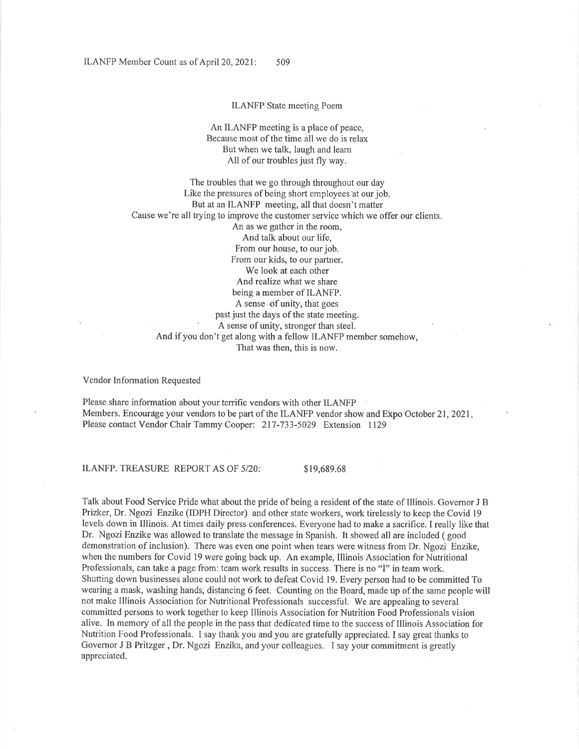ILANFP Member Count as of April 20, 2021: 509

ILANFP State meeting Poem

An ILANFP meeting is a place of peace,  
Because most of the time all we do is relax  
But when we talk, laugh and learn  
All of our troubles just fly way.

The troubles that we go through throughout our day  
Like the pressures of being short employees at our job.  
But at an ILANFP meeting, all that doesn't matter  
Cause we're all trying to improve the customer service which we offer our clients.  
An as we gather in the room,  
And talk about our life,  
From our house, to our job.  
From our kids, to our partner.  
We look at each other  
And realize what we share  
being a member of ILANFP.  
A sense of unity, that goes  
past just the days of the state meeting.  
A sense of unity, stronger than steel.  
And if you don't get along with a fellow ILANFP member somehow,  
That was then, this is now.

Vendor Information Requested

Please share information about your terrific vendors with other ILANFP Members. Encourage your vendors to be part of the ILANFP vendor show and Expo October 21, 2021. Please contact Vendor Chair Tammy Cooper: 217-733-5029 Extension 1129

ILANFP. TREASURE REPORT AS OF 5/20: $19,689.68

Talk about Food Service Pride what about the pride of being a resident of the state of Illinois. Governor J B Prizker, Dr. Ngozi Enzike (IDPH Director) and other state workers, work tirelessly to keep the Covid 19 levels down in Illinois. At times daily press conferences. Everyone had to make a sacrifice. I really like that Dr. Ngozi Enzike was allowed to translate the message in Spanish. It showed all are included ( good demonstration of inclusion). There was even one point when tears were witness from Dr. Ngozi Enzike, when the numbers for Covid 19 were going back up. An example, Illinois Association for Nutritional Professionals, can take a page from: team work results in success. There is no "I" in team work. Shutting down businesses alone could not work to defeat Covid 19. Every person had to be committed To wearing a mask, washing hands, distancing 6 feet. Counting on the Board, made up of the same people will not make Illinois Association for Nutritional Professionals successful. We are appealing to several committed persons to work together to keep Illinois Association for Nutrition Food Professionals vision alive. In memory of all the people in the pass that dedicated time to the success of Illinois Association for Nutrition Food Professionals. I say thank you and you are gratefully appreciated. I say great thanks to Governor J B Pritzger , Dr. Ngozi Enzika, and your colleagues. I say your commitment is greatly appreciated.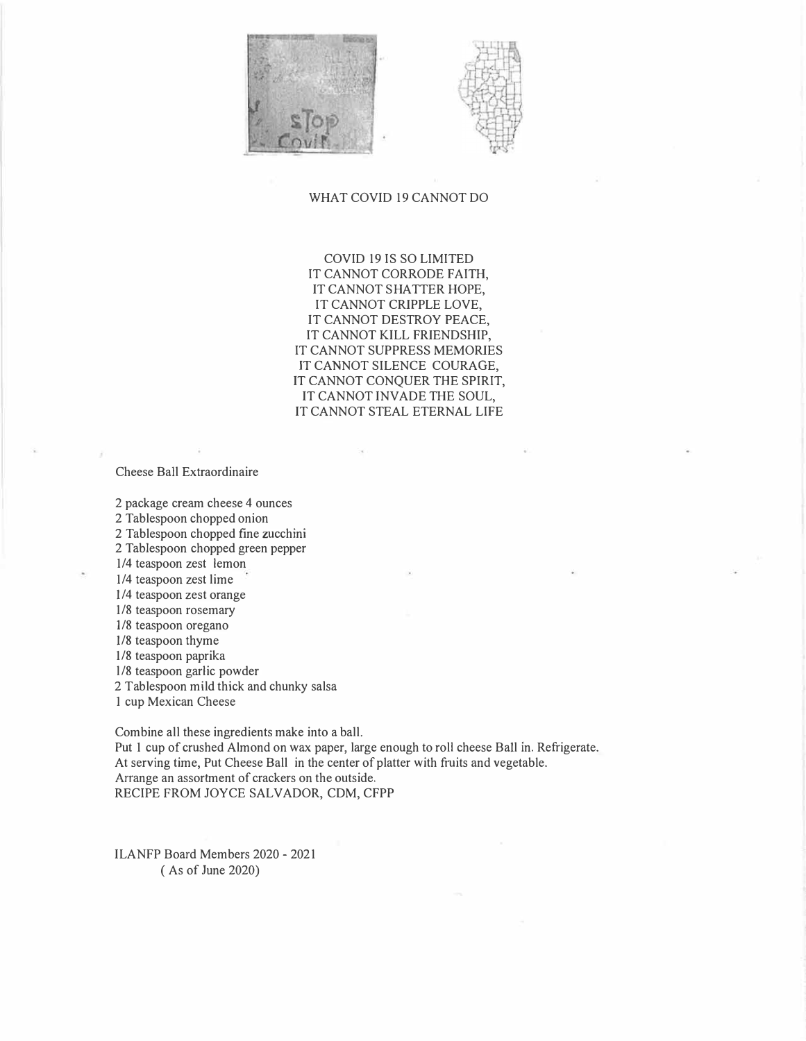## WHAT COVID 19 CANNOT DO

COVID 19 IS SO LIMITED
IT CANNOT CORRODE FAITH,
IT CANNOT SHATTER HOPE,
IT CANNOT CRIPPLE LOVE,
IT CANNOT DESTROY PEACE,
IT CANNOT KILL FRIENDSHIP,
IT CANNOT SUPPRESS MEMORIES
IT CANNOT SILENCE COURAGE,
IT CANNOT CONQUER THE SPIRIT,
IT CANNOT INVADE THE SOUL,
IT CANNOT STEAL ETERNAL LIFE

## Cheese Ball Extraordinaire

2 package cream cheese 4 ounces
2 Tablespoon chopped onion
2 Tablespoon chopped fine zucchini
2 Tablespoon chopped green pepper
1/4 teaspoon zest lemon
1/4 teaspoon zest lime
1/4 teaspoon zest orange
1/8 teaspoon rosemary
1/8 teaspoon oregano
1/8 teaspoon thyme
1/8 teaspoon paprika
1/8 teaspoon garlic powder
2 Tablespoon mild thick and chunky salsa
1 cup Mexican Cheese

Combine all these ingredients make into a ball.
Put 1 cup of crushed Almond on wax paper, large enough to roll cheese Ball in. Refrigerate.
At serving time, Put Cheese Ball in the center of platter with fruits and vegetable.
Arrange an assortment of crackers on the outside.
RECIPE FROM JOYCE SALVADOR, CDM, CFPP

ILANFP Board Members 2020 - 2021
( As of June 2020)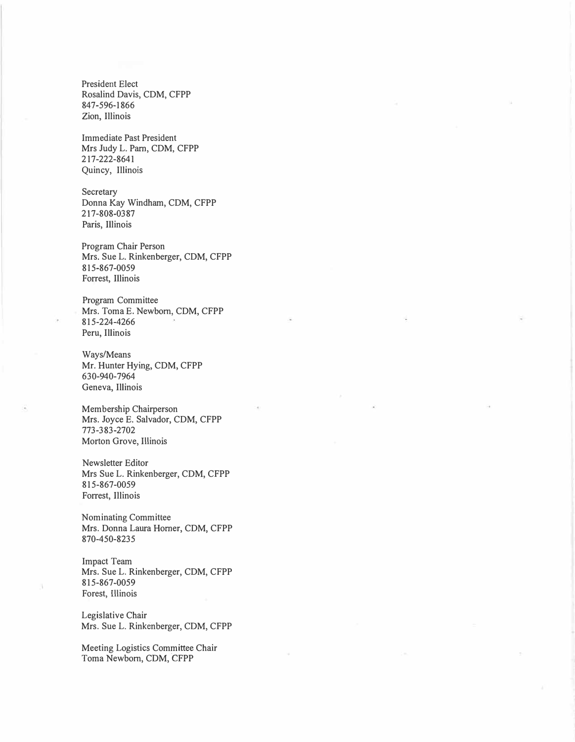President Elect
Rosalind Davis, CDM, CFPP
847-596-1866
Zion, Illinois

Immediate Past President
Mrs Judy L. Parn, CDM, CFPP
217-222-8641
Quincy, Illinois

Secretary
Donna Kay Windham, CDM, CFPP
217-808-0387
Paris, Illinois

Program Chair Person
Mrs. Sue L. Rinkenberger, CDM, CFPP
815-867-0059
Forrest, Illinois

Program Committee
Mrs. Toma E. Newborn, CDM, CFPP
815-224-4266
Peru, Illinois

Ways/Means
Mr. Hunter Hying, CDM, CFPP
630-940-7964
Geneva, Illinois

Membership Chairperson
Mrs. Joyce E. Salvador, CDM, CFPP
773-383-2702
Morton Grove, Illinois

Newsletter Editor
Mrs Sue L. Rinkenberger, CDM, CFPP
815-867-0059
Forrest, Illinois

Nominating Committee
Mrs. Donna Laura Horner, CDM, CFPP
870-450-8235

Impact Team
Mrs. Sue L. Rinkenberger, CDM, CFPP
815-867-0059
Forest, Illinois

Legislative Chair
Mrs. Sue L. Rinkenberger, CDM, CFPP

Meeting Logistics Committee Chair
Toma Newborn, CDM, CFPP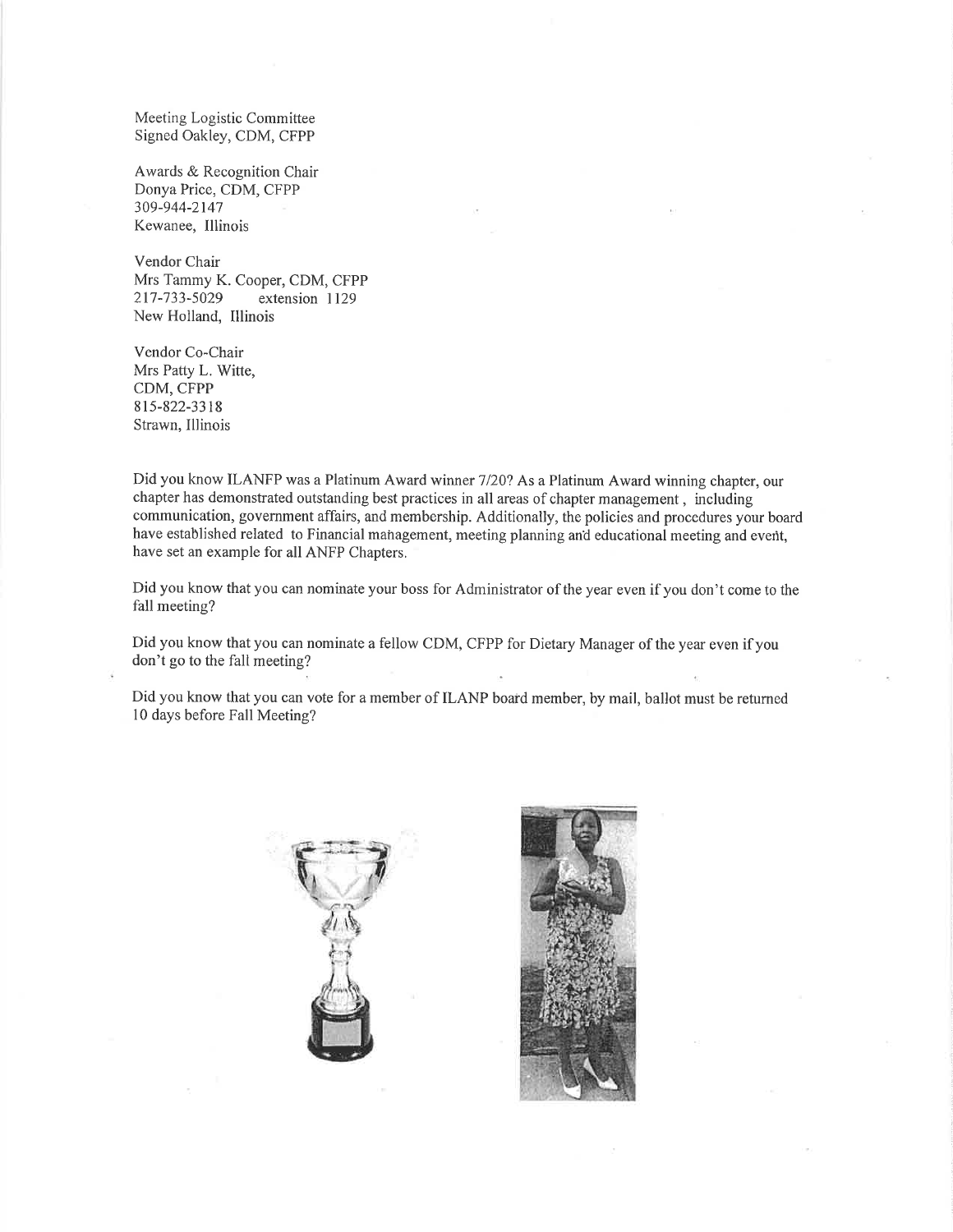Meeting Logistic Committee
Signed Oakley, CDM, CFPP

Awards & Recognition Chair
Donya Price, CDM, CFPP
309-944-2147
Kewanee, Illinois

Vendor Chair
Mrs Tammy K. Cooper, CDM, CFPP
217-733-5029 extension 1129
New Holland, Illinois

Vendor Co-Chair
Mrs Patty L. Witte,
CDM, CFPP
815-822-3318
Strawn, Illinois

Did you know ILANFP was a Platinum Award winner 7/20? As a Platinum Award winning chapter, our chapter has demonstrated outstanding best practices in all areas of chapter management, including communication, government affairs, and membership. Additionally, the policies and procedures your board have established related to Financial management, meeting planning and educational meeting and event, have set an example for all ANFP Chapters.

Did you know that you can nominate your boss for Administrator of the year even if you don't come to the fall meeting?

Did you know that you can nominate a fellow CDM, CFPP for Dietary Manager of the year even if you don't go to the fall meeting?

Did you know that you can vote for a member of ILANP board member, by mail, ballot must be returned 10 days before Fall Meeting?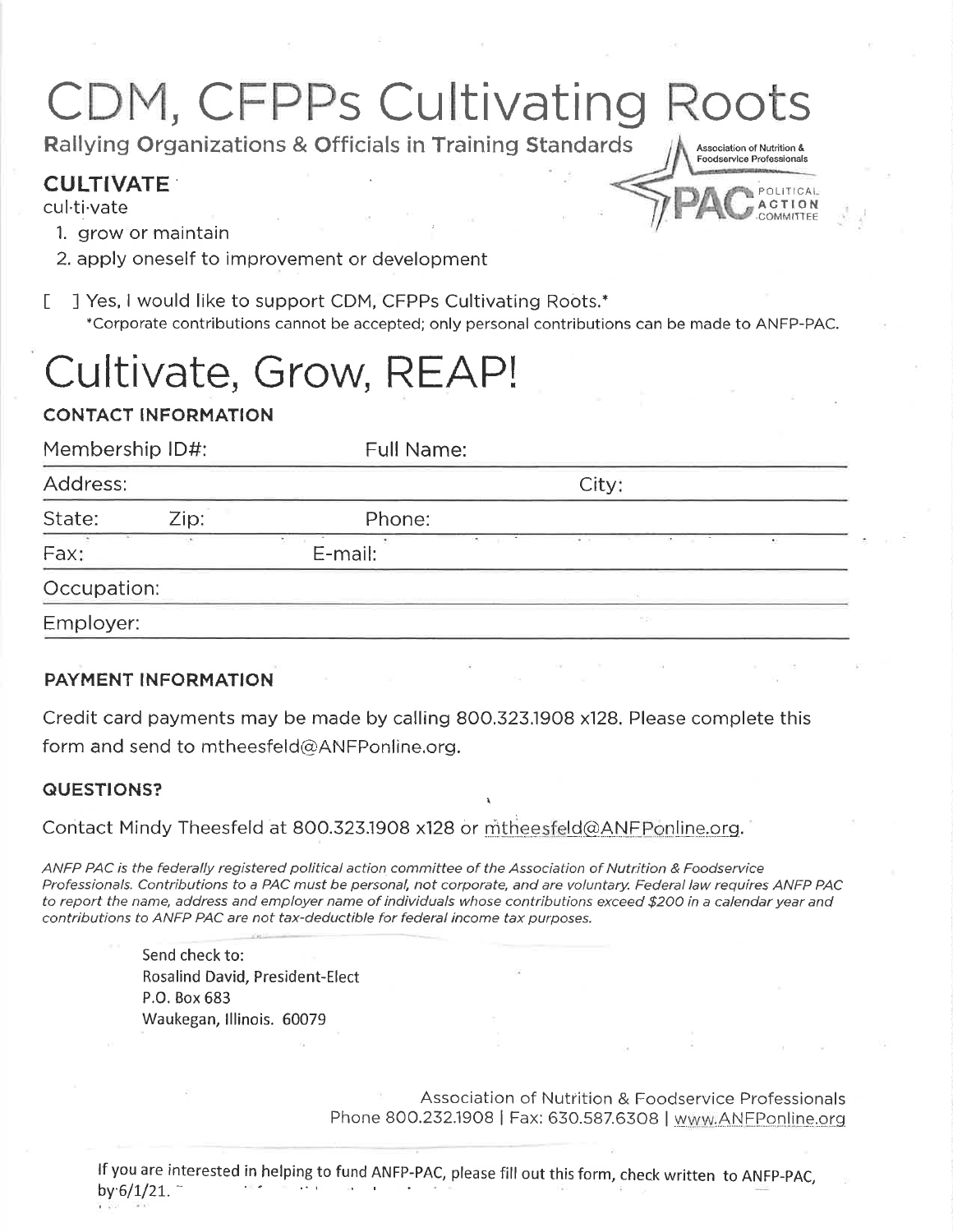# CDM, CFPPs Cultivating Roots

**Rallying Organizations & Officials in Training Standards**

Association of Nutrition & Foodservice Professionals

PAC POLITICAL ACTION COMMITTEE

## CULTIVATE

cul·ti·vate

1. grow or maintain
2. apply oneself to improvement or development

[ ] Yes, I would like to support CDM, CFPPs Cultivating Roots.*

*Corporate contributions cannot be accepted; only personal contributions can be made to ANFP-PAC.

# Cultivate, Grow, REAP!

### CONTACT INFORMATION

Membership ID#: Full Name:

Address: City:

State: Zip: Phone:

Fax: E-mail:

Occupation:

Employer:

### PAYMENT INFORMATION

Credit card payments may be made by calling 800.323.1908 x128. Please complete this form and send to mtheesfeld@ANFPonline.org.

### QUESTIONS?

Contact Mindy Theesfeld at 800.323.1908 x128 or mtheesfeld@ANFPonline.org.

*ANFP PAC is the federally registered political action committee of the Association of Nutrition & Foodservice Professionals. Contributions to a PAC must be personal, not corporate, and are voluntary. Federal law requires ANFP PAC to report the name, address and employer name of individuals whose contributions exceed $200 in a calendar year and contributions to ANFP PAC are not tax-deductible for federal income tax purposes.*

Send check to:
Rosalind David, President-Elect
P.O. Box 683
Waukegan, Illinois. 60079

Association of Nutrition & Foodservice Professionals
Phone 800.232.1908 | Fax: 630.587.6308 | www.ANFPonline.org

If you are interested in helping to fund ANFP-PAC, please fill out this form, check written to ANFP-PAC, by 6/1/21.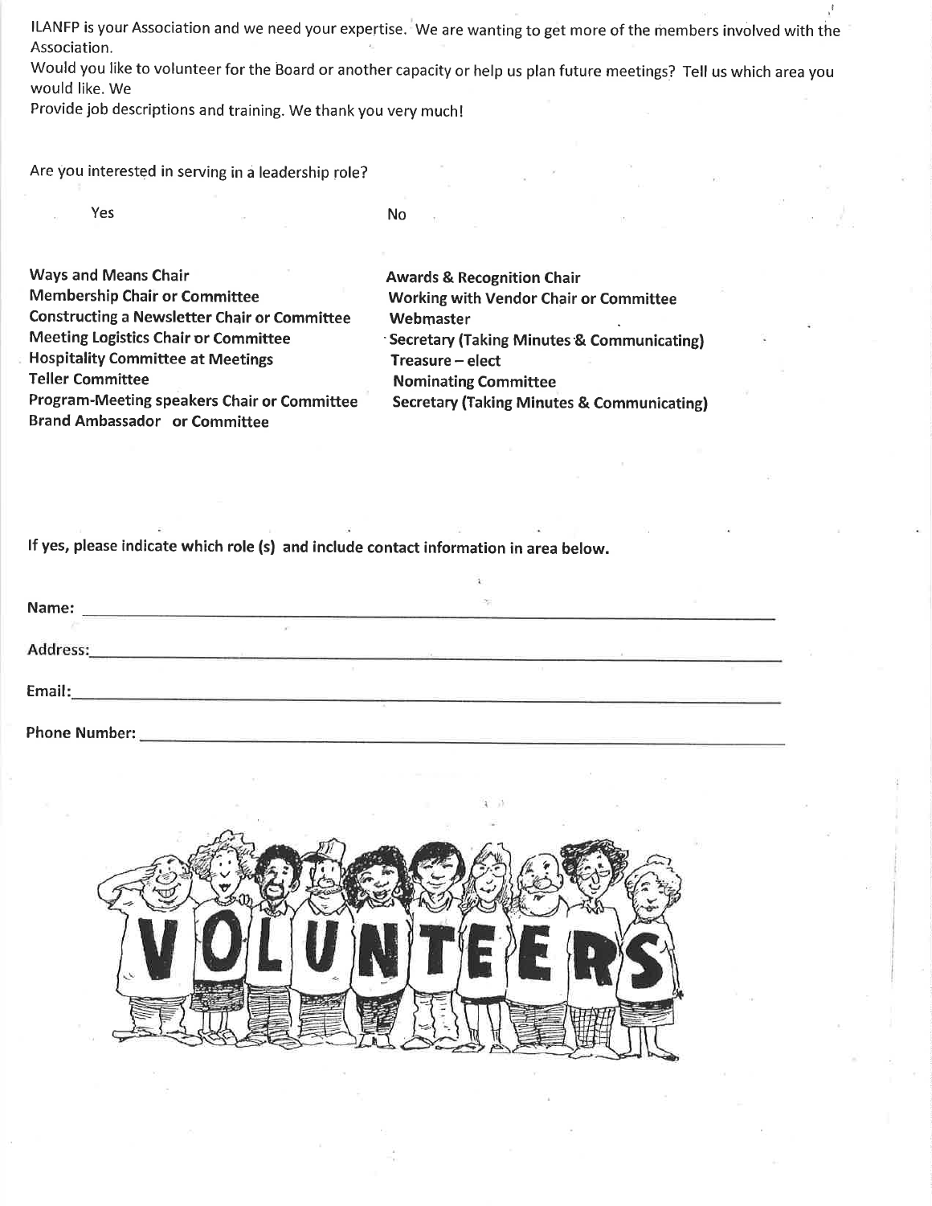ILANFP is your Association and we need your expertise. We are wanting to get more of the members involved with the Association.

Would you like to volunteer for the Board or another capacity or help us plan future meetings? Tell us which area you would like. We

Provide job descriptions and training. We thank you very much!

Are you interested in serving in a leadership role?

Yes                    No

**Ways and Means Chair**
**Membership Chair or Committee**
**Constructing a Newsletter Chair or Committee**
**Meeting Logistics Chair or Committee**
**Hospitality Committee at Meetings**
**Teller Committee**
**Program-Meeting speakers Chair or Committee**
**Brand Ambassador or Committee**

**Awards & Recognition Chair**
**Working with Vendor Chair or Committee**
**Webmaster**
**Secretary (Taking Minutes & Communicating)**
**Treasure – elect**
**Nominating Committee**
**Secretary (Taking Minutes & Communicating)**

**If yes, please indicate which role (s) and include contact information in area below.**

**Name:** ______________________________

**Address:** ______________________________

**Email:** ______________________________

**Phone Number:** ______________________________

VOLUNTEERS